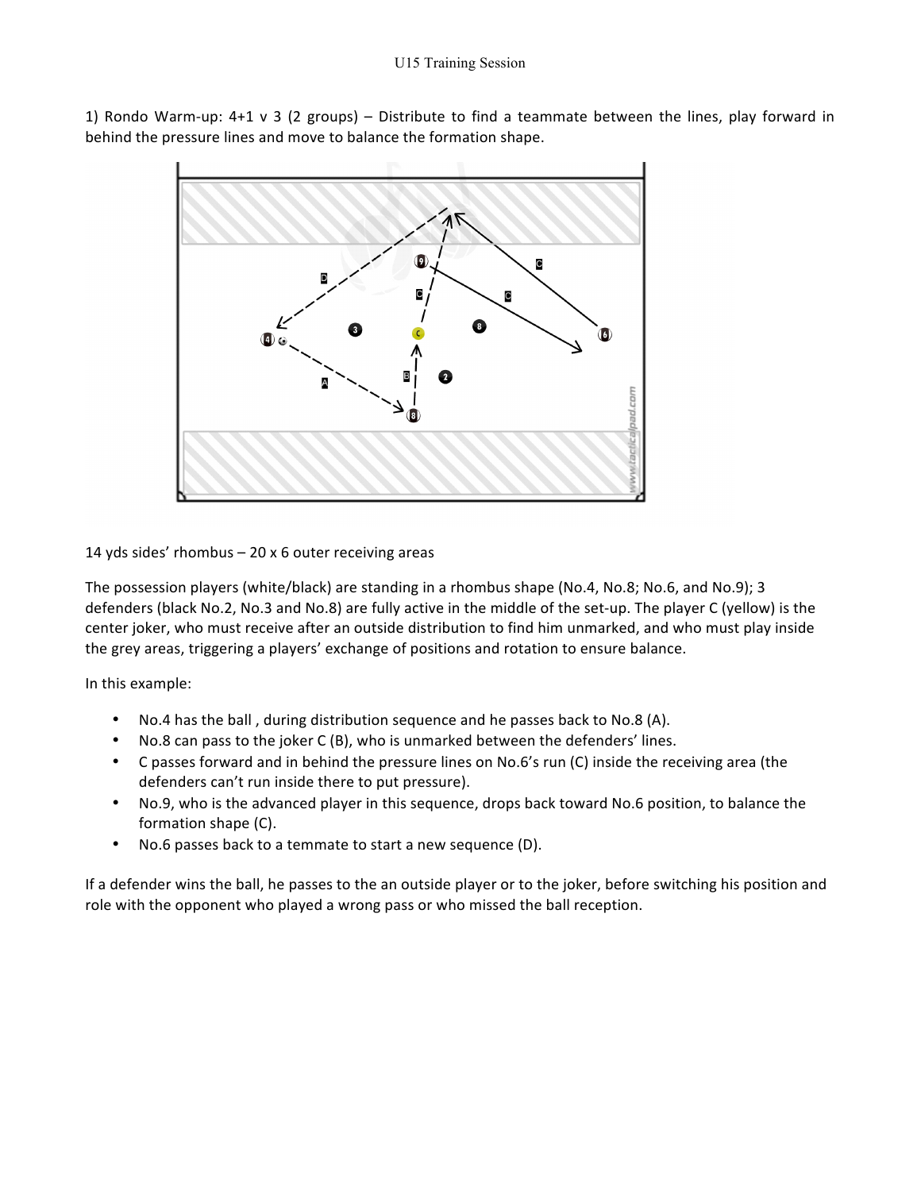1) Rondo Warm-up: 4+1 v 3 (2 groups) – Distribute to find a teammate between the lines, play forward in behind the pressure lines and move to balance the formation shape.

14 yds sides' rhombus – 20 x 6 outer receiving areas

The possession players (white/black) are standing in a rhombus shape (No.4, No.8; No.6, and No.9); 3 defenders (black No.2, No.3 and No.8) are fully active in the middle of the set-up. The player C (yellow) is the center joker, who must receive after an outside distribution to find him unmarked, and who must play inside the grey areas, triggering a players' exchange of positions and rotation to ensure balance.

In this example:

- No.4 has the ball , during distribution sequence and he passes back to No.8 (A).
- No.8 can pass to the joker C (B), who is unmarked between the defenders' lines.
- C passes forward and in behind the pressure lines on No.6's run (C) inside the receiving area (the defenders can't run inside there to put pressure).
- No.9, who is the advanced player in this sequence, drops back toward No.6 position, to balance the formation shape (C).
- No.6 passes back to a temmate to start a new sequence (D).

If a defender wins the ball, he passes to the an outside player or to the joker, before switching his position and role with the opponent who played a wrong pass or who missed the ball reception.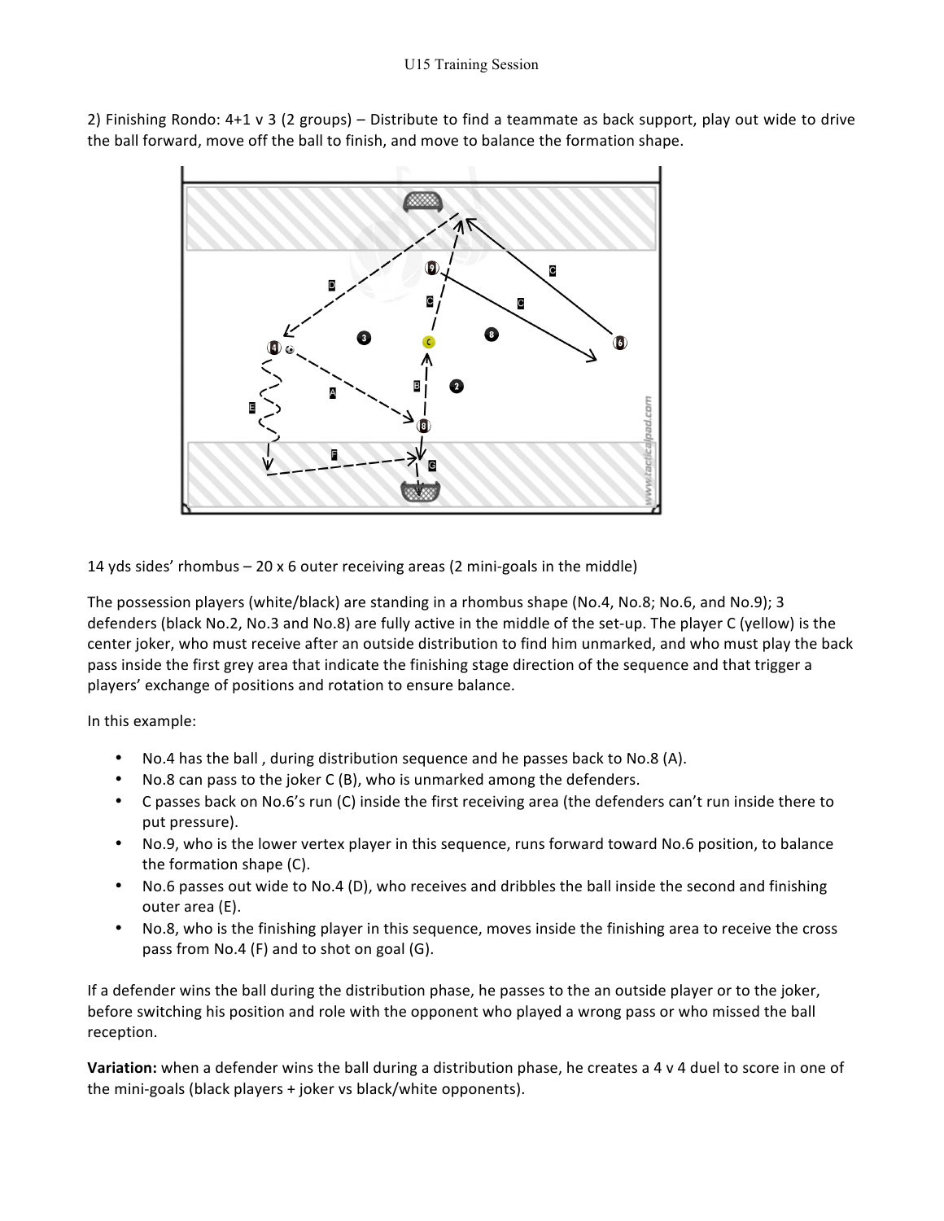2) Finishing Rondo: 4+1 v 3 (2 groups) – Distribute to find a teammate as back support, play out wide to drive the ball forward, move off the ball to finish, and move to balance the formation shape.

14 yds sides' rhombus – 20 x 6 outer receiving areas (2 mini-goals in the middle)

The possession players (white/black) are standing in a rhombus shape (No.4, No.8; No.6, and No.9); 3 defenders (black No.2, No.3 and No.8) are fully active in the middle of the set-up. The player C (yellow) is the center joker, who must receive after an outside distribution to find him unmarked, and who must play the back pass inside the first grey area that indicate the finishing stage direction of the sequence and that trigger a players' exchange of positions and rotation to ensure balance.

In this example:

- No.4 has the ball , during distribution sequence and he passes back to No.8 (A).
- No.8 can pass to the joker C (B), who is unmarked among the defenders.
- C passes back on No.6's run (C) inside the first receiving area (the defenders can't run inside there to put pressure).
- No.9, who is the lower vertex player in this sequence, runs forward toward No.6 position, to balance the formation shape (C).
- No.6 passes out wide to No.4 (D), who receives and dribbles the ball inside the second and finishing outer area (E).
- No.8, who is the finishing player in this sequence, moves inside the finishing area to receive the cross pass from No.4 (F) and to shot on goal (G).

If a defender wins the ball during the distribution phase, he passes to the an outside player or to the joker, before switching his position and role with the opponent who played a wrong pass or who missed the ball reception.

**Variation:** when a defender wins the ball during a distribution phase, he creates a 4 v 4 duel to score in one of the mini-goals (black players + joker vs black/white opponents).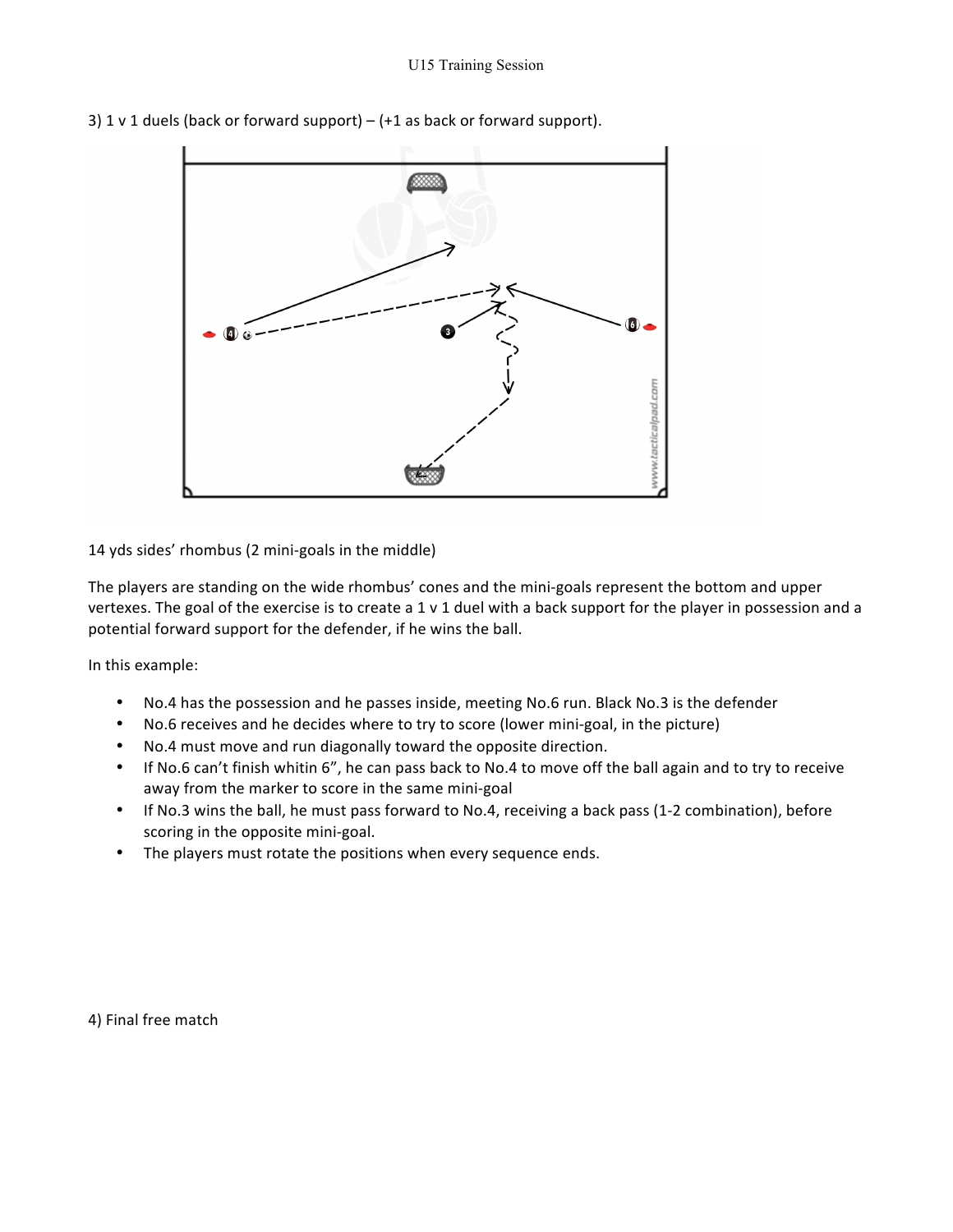3) 1 v 1 duels (back or forward support) – (+1 as back or forward support).

14 yds sides' rhombus (2 mini-goals in the middle)

The players are standing on the wide rhombus' cones and the mini-goals represent the bottom and upper vertexes. The goal of the exercise is to create a 1 v 1 duel with a back support for the player in possession and a potential forward support for the defender, if he wins the ball.

In this example:

- No.4 has the possession and he passes inside, meeting No.6 run. Black No.3 is the defender
- No.6 receives and he decides where to try to score (lower mini-goal, in the picture)
- No.4 must move and run diagonally toward the opposite direction.
- If No.6 can't finish whitin 6", he can pass back to No.4 to move off the ball again and to try to receive away from the marker to score in the same mini-goal
- If No.3 wins the ball, he must pass forward to No.4, receiving a back pass (1-2 combination), before scoring in the opposite mini-goal.
- The players must rotate the positions when every sequence ends.

4) Final free match